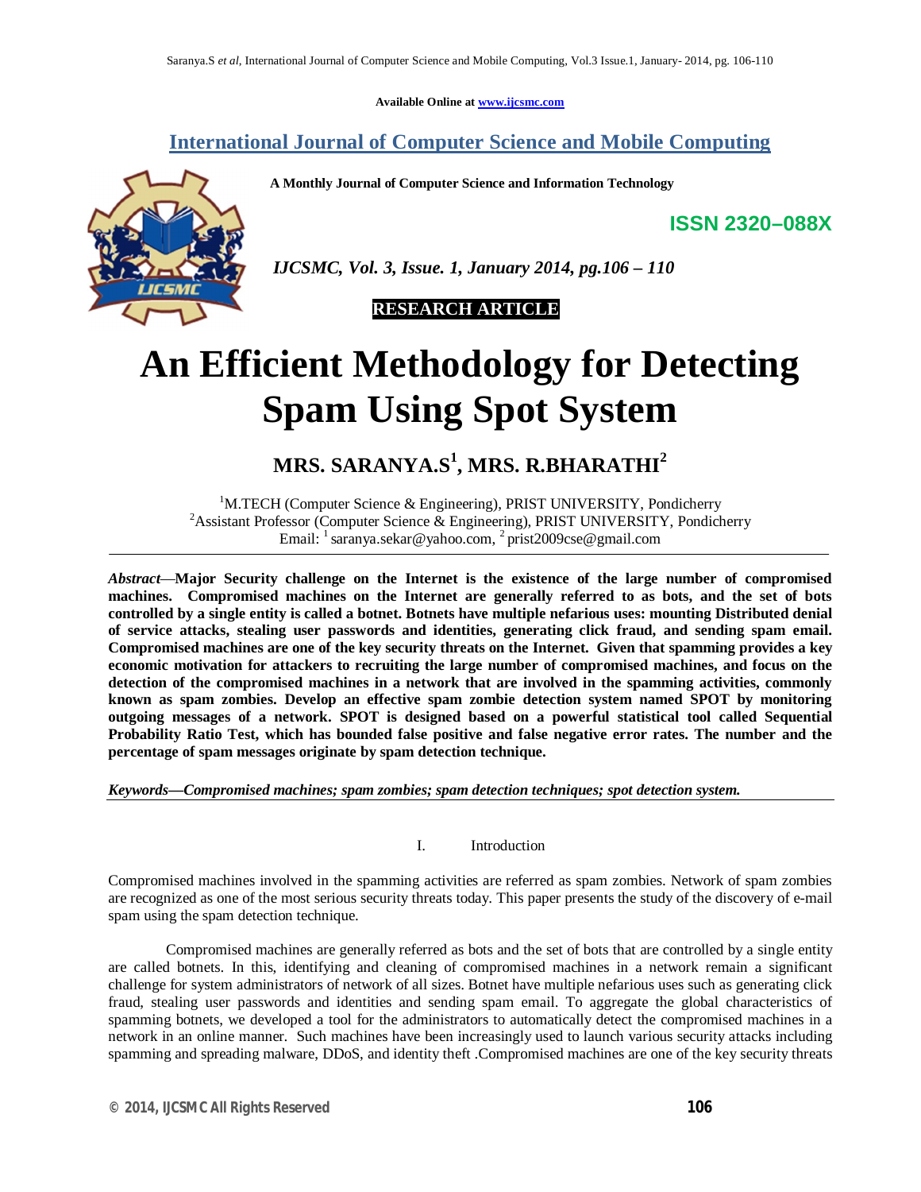Available Online at www.ijcsmc.com

# International Journal of Computer Science and Mobile Computing

**A Monthly Journal of Computer Science and Information Technology**

**ISSN 2320–088X**

*IJCSMC, Vol. 3, Issue. 1, January 2014, pg.106 – 110*

**RESEARCH ARTICLE**

# An Efficient Methodology for Detecting Spam Using Spot System

## MRS. SARANYA.S[1], MRS. R.BHARATHI[2]

[1]M.TECH (Computer Science & Engineering), PRIST UNIVERSITY, Pondicherry
[2]Assistant Professor (Computer Science & Engineering), PRIST UNIVERSITY, Pondicherry
Email: [1] saranya.sekar@yahoo.com, [2] prist2009cse@gmail.com

***Abstract*—Major Security challenge on the Internet is the existence of the large number of compromised machines. Compromised machines on the Internet are generally referred to as bots, and the set of bots controlled by a single entity is called a botnet. Botnets have multiple nefarious uses: mounting Distributed denial of service attacks, stealing user passwords and identities, generating click fraud, and sending spam email. Compromised machines are one of the key security threats on the Internet. Given that spamming provides a key economic motivation for attackers to recruiting the large number of compromised machines, and focus on the detection of the compromised machines in a network that are involved in the spamming activities, commonly known as spam zombies. Develop an effective spam zombie detection system named SPOT by monitoring outgoing messages of a network. SPOT is designed based on a powerful statistical tool called Sequential Probability Ratio Test, which has bounded false positive and false negative error rates. The number and the percentage of spam messages originate by spam detection technique.**

***Keywords—Compromised machines; spam zombies; spam detection techniques; spot detection system.***

## I. Introduction

Compromised machines involved in the spamming activities are referred as spam zombies. Network of spam zombies are recognized as one of the most serious security threats today. This paper presents the study of the discovery of e-mail spam using the spam detection technique.

Compromised machines are generally referred as bots and the set of bots that are controlled by a single entity are called botnets. In this, identifying and cleaning of compromised machines in a network remain a significant challenge for system administrators of network of all sizes. Botnet have multiple nefarious uses such as generating click fraud, stealing user passwords and identities and sending spam email. To aggregate the global characteristics of spamming botnets, we developed a tool for the administrators to automatically detect the compromised machines in a network in an online manner. Such machines have been increasingly used to launch various security attacks including spamming and spreading malware, DDoS, and identity theft .Compromised machines are one of the key security threats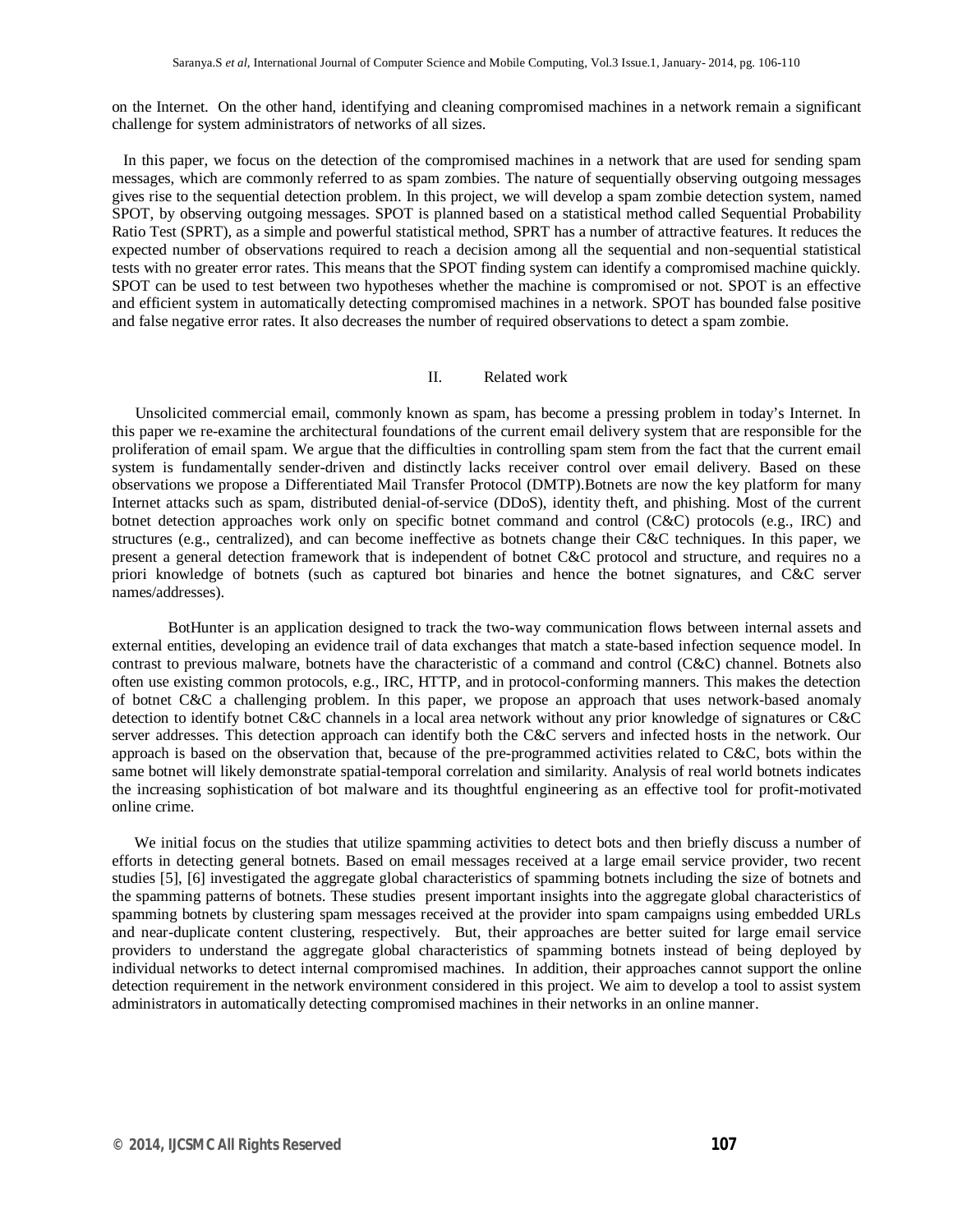on the Internet. On the other hand, identifying and cleaning compromised machines in a network remain a significant challenge for system administrators of networks of all sizes.

In this paper, we focus on the detection of the compromised machines in a network that are used for sending spam messages, which are commonly referred to as spam zombies. The nature of sequentially observing outgoing messages gives rise to the sequential detection problem. In this project, we will develop a spam zombie detection system, named SPOT, by observing outgoing messages. SPOT is planned based on a statistical method called Sequential Probability Ratio Test (SPRT), as a simple and powerful statistical method, SPRT has a number of attractive features. It reduces the expected number of observations required to reach a decision among all the sequential and non-sequential statistical tests with no greater error rates. This means that the SPOT finding system can identify a compromised machine quickly. SPOT can be used to test between two hypotheses whether the machine is compromised or not. SPOT is an effective and efficient system in automatically detecting compromised machines in a network. SPOT has bounded false positive and false negative error rates. It also decreases the number of required observations to detect a spam zombie.

## II. Related work

Unsolicited commercial email, commonly known as spam, has become a pressing problem in today's Internet. In this paper we re-examine the architectural foundations of the current email delivery system that are responsible for the proliferation of email spam. We argue that the difficulties in controlling spam stem from the fact that the current email system is fundamentally sender-driven and distinctly lacks receiver control over email delivery. Based on these observations we propose a Differentiated Mail Transfer Protocol (DMTP).Botnets are now the key platform for many Internet attacks such as spam, distributed denial-of-service (DDoS), identity theft, and phishing. Most of the current botnet detection approaches work only on specific botnet command and control (C&C) protocols (e.g., IRC) and structures (e.g., centralized), and can become ineffective as botnets change their C&C techniques. In this paper, we present a general detection framework that is independent of botnet C&C protocol and structure, and requires no a priori knowledge of botnets (such as captured bot binaries and hence the botnet signatures, and C&C server names/addresses).

BotHunter is an application designed to track the two-way communication flows between internal assets and external entities, developing an evidence trail of data exchanges that match a state-based infection sequence model. In contrast to previous malware, botnets have the characteristic of a command and control (C&C) channel. Botnets also often use existing common protocols, e.g., IRC, HTTP, and in protocol-conforming manners. This makes the detection of botnet C&C a challenging problem. In this paper, we propose an approach that uses network-based anomaly detection to identify botnet C&C channels in a local area network without any prior knowledge of signatures or C&C server addresses. This detection approach can identify both the C&C servers and infected hosts in the network. Our approach is based on the observation that, because of the pre-programmed activities related to C&C, bots within the same botnet will likely demonstrate spatial-temporal correlation and similarity. Analysis of real world botnets indicates the increasing sophistication of bot malware and its thoughtful engineering as an effective tool for profit-motivated online crime.

We initial focus on the studies that utilize spamming activities to detect bots and then briefly discuss a number of efforts in detecting general botnets. Based on email messages received at a large email service provider, two recent studies [5], [6] investigated the aggregate global characteristics of spamming botnets including the size of botnets and the spamming patterns of botnets. These studies present important insights into the aggregate global characteristics of spamming botnets by clustering spam messages received at the provider into spam campaigns using embedded URLs and near-duplicate content clustering, respectively. But, their approaches are better suited for large email service providers to understand the aggregate global characteristics of spamming botnets instead of being deployed by individual networks to detect internal compromised machines. In addition, their approaches cannot support the online detection requirement in the network environment considered in this project. We aim to develop a tool to assist system administrators in automatically detecting compromised machines in their networks in an online manner.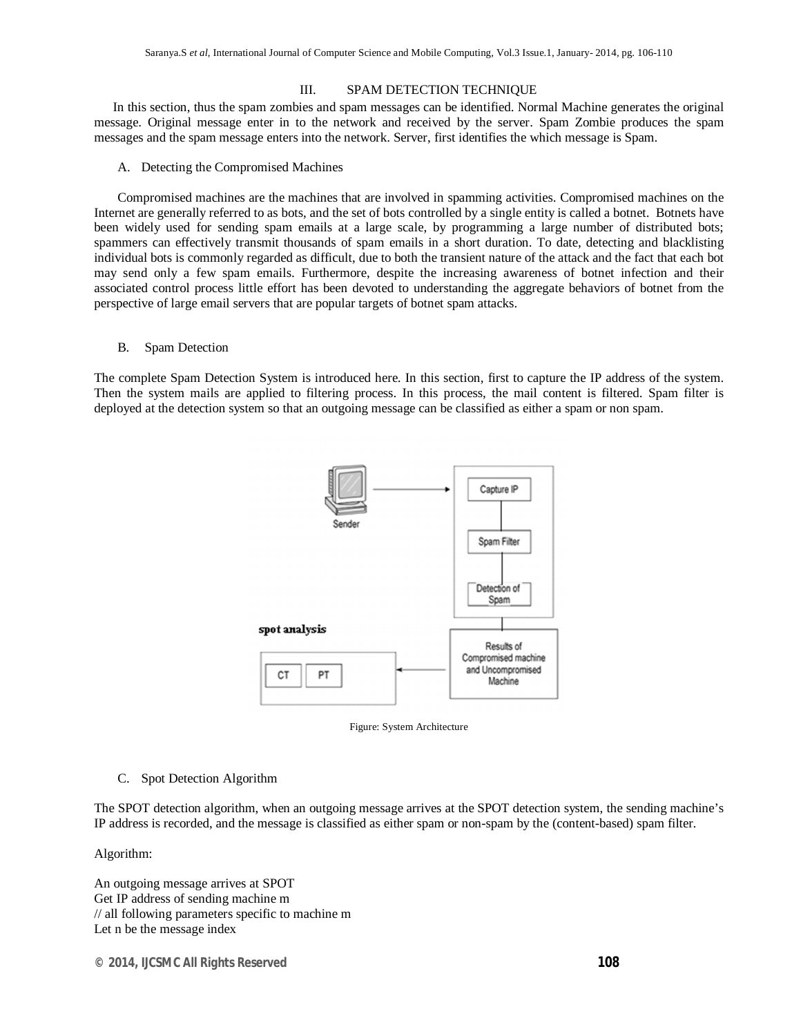## III. SPAM DETECTION TECHNIQUE

In this section, thus the spam zombies and spam messages can be identified. Normal Machine generates the original message. Original message enter in to the network and received by the server. Spam Zombie produces the spam messages and the spam message enters into the network. Server, first identifies the which message is Spam.

### A. Detecting the Compromised Machines

Compromised machines are the machines that are involved in spamming activities. Compromised machines on the Internet are generally referred to as bots, and the set of bots controlled by a single entity is called a botnet. Botnets have been widely used for sending spam emails at a large scale, by programming a large number of distributed bots; spammers can effectively transmit thousands of spam emails in a short duration. To date, detecting and blacklisting individual bots is commonly regarded as difficult, due to both the transient nature of the attack and the fact that each bot may send only a few spam emails. Furthermore, despite the increasing awareness of botnet infection and their associated control process little effort has been devoted to understanding the aggregate behaviors of botnet from the perspective of large email servers that are popular targets of botnet spam attacks.

### B. Spam Detection

The complete Spam Detection System is introduced here. In this section, first to capture the IP address of the system. Then the system mails are applied to filtering process. In this process, the mail content is filtered. Spam filter is deployed at the detection system so that an outgoing message can be classified as either a spam or non spam.

Figure: System Architecture

### C. Spot Detection Algorithm

The SPOT detection algorithm, when an outgoing message arrives at the SPOT detection system, the sending machine's IP address is recorded, and the message is classified as either spam or non-spam by the (content-based) spam filter.

Algorithm:

```
An outgoing message arrives at SPOT
Get IP address of sending machine m
// all following parameters specific to machine m
Let n be the message index
```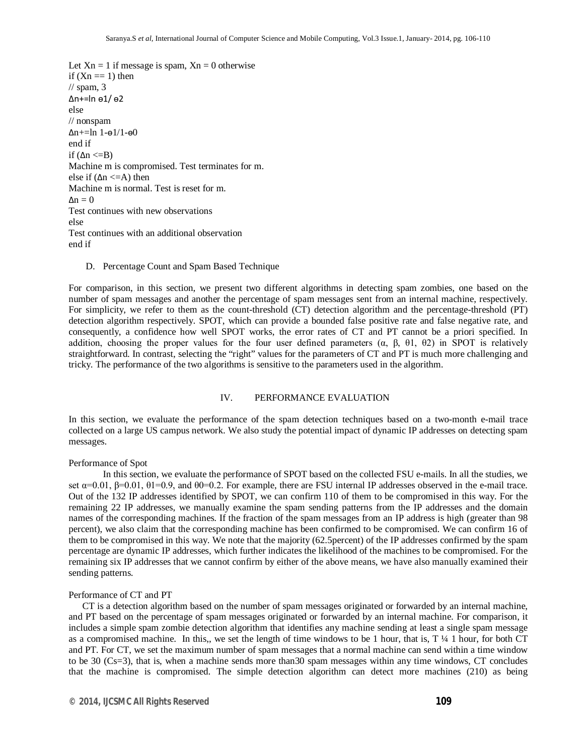Let Xn = 1 if message is spam, Xn = 0 otherwise
if (Xn == 1) then
// spam, 3
$\Delta n$+=ln ɵ1/ ɵ2
else
// nonspam
$\Delta n$+=ln 1-ɵ1/1-ɵ0
end if
if ($\Delta n$ <=B)
Machine m is compromised. Test terminates for m.
else if ($\Delta n$ <=A) then
Machine m is normal. Test is reset for m.
$\Delta n$ = 0
Test continues with new observations
else
Test continues with an additional observation
end if

D. Percentage Count and Spam Based Technique

For comparison, in this section, we present two different algorithms in detecting spam zombies, one based on the number of spam messages and another the percentage of spam messages sent from an internal machine, respectively. For simplicity, we refer to them as the count-threshold (CT) detection algorithm and the percentage-threshold (PT) detection algorithm respectively. SPOT, which can provide a bounded false positive rate and false negative rate, and consequently, a confidence how well SPOT works, the error rates of CT and PT cannot be a priori specified. In addition, choosing the proper values for the four user defined parameters (α, β, θ1, θ2) in SPOT is relatively straightforward. In contrast, selecting the "right" values for the parameters of CT and PT is much more challenging and tricky. The performance of the two algorithms is sensitive to the parameters used in the algorithm.

## IV. PERFORMANCE EVALUATION

In this section, we evaluate the performance of the spam detection techniques based on a two-month e-mail trace collected on a large US campus network. We also study the potential impact of dynamic IP addresses on detecting spam messages.

Performance of Spot

In this section, we evaluate the performance of SPOT based on the collected FSU e-mails. In all the studies, we set α=0.01, β=0.01, θ1=0.9, and θ0=0.2. For example, there are FSU internal IP addresses observed in the e-mail trace. Out of the 132 IP addresses identified by SPOT, we can confirm 110 of them to be compromised in this way. For the remaining 22 IP addresses, we manually examine the spam sending patterns from the IP addresses and the domain names of the corresponding machines. If the fraction of the spam messages from an IP address is high (greater than 98 percent), we also claim that the corresponding machine has been confirmed to be compromised. We can confirm 16 of them to be compromised in this way. We note that the majority (62.5percent) of the IP addresses confirmed by the spam percentage are dynamic IP addresses, which further indicates the likelihood of the machines to be compromised. For the remaining six IP addresses that we cannot confirm by either of the above means, we have also manually examined their sending patterns.

Performance of CT and PT

CT is a detection algorithm based on the number of spam messages originated or forwarded by an internal machine, and PT based on the percentage of spam messages originated or forwarded by an internal machine. For comparison, it includes a simple spam zombie detection algorithm that identifies any machine sending at least a single spam message as a compromised machine. In this,, we set the length of time windows to be 1 hour, that is, T ¼ 1 hour, for both CT and PT. For CT, we set the maximum number of spam messages that a normal machine can send within a time window to be 30 (Cs=3), that is, when a machine sends more than30 spam messages within any time windows, CT concludes that the machine is compromised. The simple detection algorithm can detect more machines (210) as being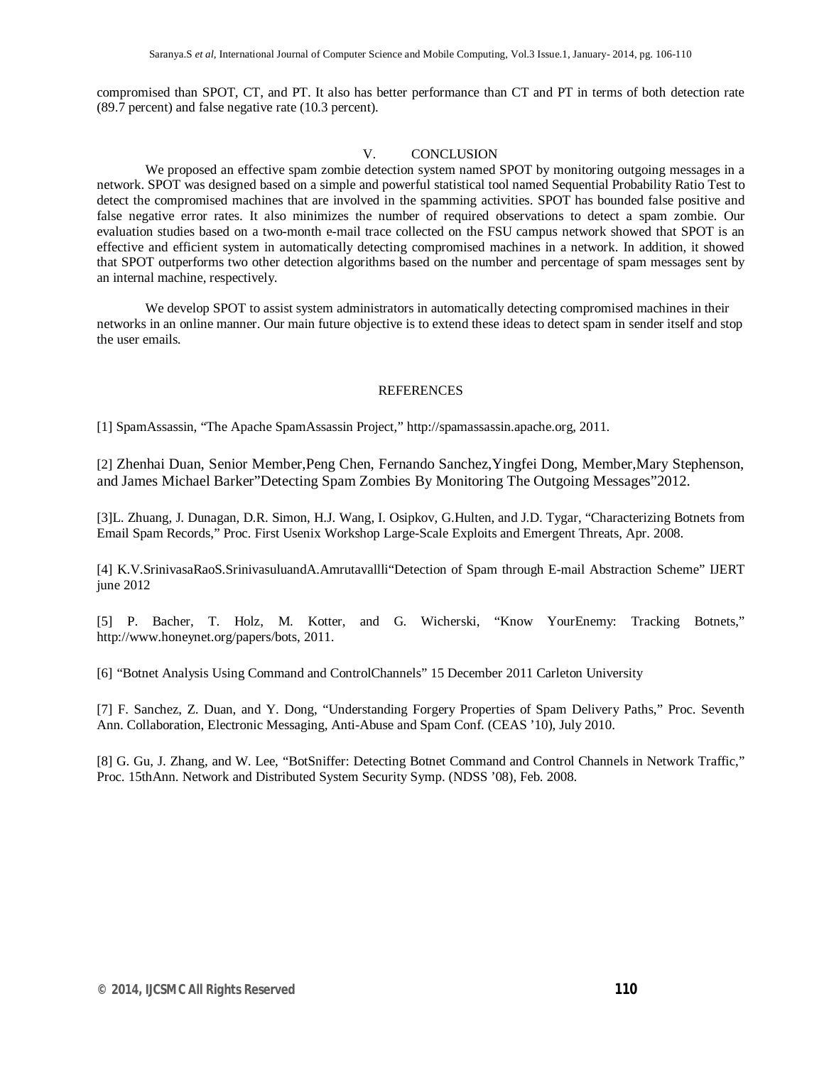compromised than SPOT, CT, and PT. It also has better performance than CT and PT in terms of both detection rate (89.7 percent) and false negative rate (10.3 percent).

## V. CONCLUSION

We proposed an effective spam zombie detection system named SPOT by monitoring outgoing messages in a network. SPOT was designed based on a simple and powerful statistical tool named Sequential Probability Ratio Test to detect the compromised machines that are involved in the spamming activities. SPOT has bounded false positive and false negative error rates. It also minimizes the number of required observations to detect a spam zombie. Our evaluation studies based on a two-month e-mail trace collected on the FSU campus network showed that SPOT is an effective and efficient system in automatically detecting compromised machines in a network. In addition, it showed that SPOT outperforms two other detection algorithms based on the number and percentage of spam messages sent by an internal machine, respectively.

We develop SPOT to assist system administrators in automatically detecting compromised machines in their networks in an online manner. Our main future objective is to extend these ideas to detect spam in sender itself and stop the user emails.

## REFERENCES

[1] SpamAssassin, "The Apache SpamAssassin Project," http://spamassassin.apache.org, 2011.

[2] Zhenhai Duan, Senior Member,Peng Chen, Fernando Sanchez,Yingfei Dong, Member,Mary Stephenson, and James Michael Barker"Detecting Spam Zombies By Monitoring The Outgoing Messages"2012.

[3]L. Zhuang, J. Dunagan, D.R. Simon, H.J. Wang, I. Osipkov, G.Hulten, and J.D. Tygar, "Characterizing Botnets from Email Spam Records," Proc. First Usenix Workshop Large-Scale Exploits and Emergent Threats, Apr. 2008.

[4] K.V.SrinivasaRaoS.SrinivasuluandA.Amrutavallli"Detection of Spam through E-mail Abstraction Scheme" IJERT june 2012

[5] P. Bacher, T. Holz, M. Kotter, and G. Wicherski, "Know YourEnemy: Tracking Botnets," http://www.honeynet.org/papers/bots, 2011.

[6] "Botnet Analysis Using Command and ControlChannels" 15 December 2011 Carleton University

[7] F. Sanchez, Z. Duan, and Y. Dong, "Understanding Forgery Properties of Spam Delivery Paths," Proc. Seventh Ann. Collaboration, Electronic Messaging, Anti-Abuse and Spam Conf. (CEAS '10), July 2010.

[8] G. Gu, J. Zhang, and W. Lee, "BotSniffer: Detecting Botnet Command and Control Channels in Network Traffic," Proc. 15thAnn. Network and Distributed System Security Symp. (NDSS '08), Feb. 2008.